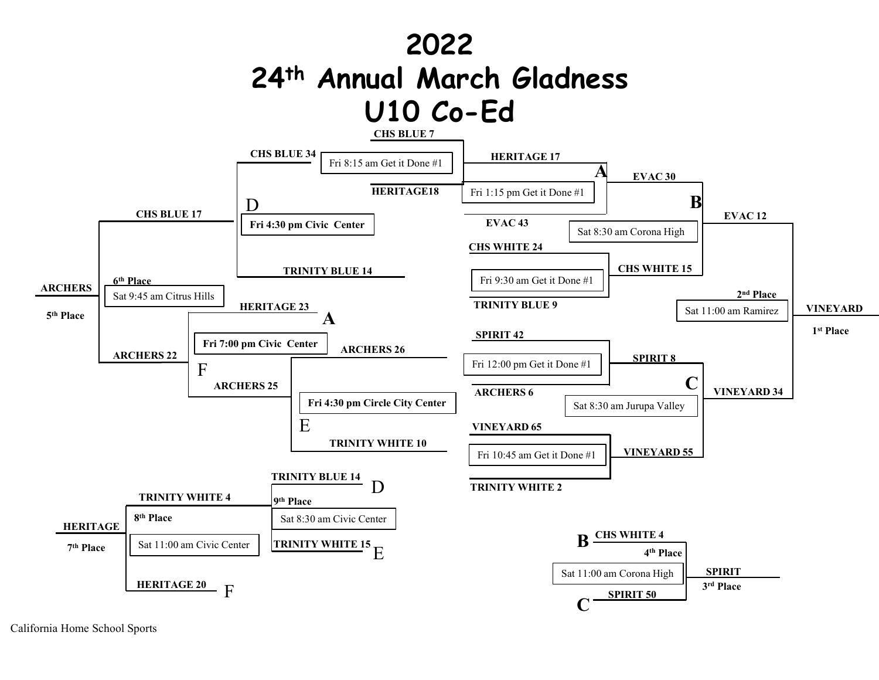# 2022
# 24th Annual March Gladness
# U10 Co-Ed

**CHS BLUE 7**

**CHS BLUE 34** — Fri 8:15 am Get it Done #1

**HERITAGE18**

**HERITAGE 17** — Fri 1:15 pm Get it Done #1 — **A**

**EVAC 43**

**EVAC 30** — Sat 8:30 am Corona High — **B**

**CHS WHITE 24** — Fri 9:30 am Get it Done #1

**TRINITY BLUE 9**

**CHS WHITE 15**

**EVAC 12**

D

**CHS BLUE 17** — **Fri 4:30 pm Civic Center**

**TRINITY BLUE 14**

**ARCHERS**

**5th Place**

**6th Place** — Sat 9:45 am Citrus Hills

**HERITAGE 23** — **A**

**Fri 7:00 pm Civic Center**

**ARCHERS 22**

F

**ARCHERS 25**

**ARCHERS 26** — **Fri 4:30 pm Circle City Center**

E

**TRINITY WHITE 10**

**SPIRIT 42** — Fri 12:00 pm Get it Done #1

**ARCHERS 6**

**SPIRIT 8** — Sat 8:30 am Jurupa Valley — **C**

**VINEYARD 65** — Fri 10:45 am Get it Done #1

**TRINITY WHITE 2**

**VINEYARD 55**

**VINEYARD 34**

**2nd Place** — Sat 11:00 am Ramirez

**VINEYARD**

**1st Place**

**TRINITY BLUE 14** D

**9th Place** — Sat 8:30 am Civic Center

**TRINITY WHITE 15** E

**TRINITY WHITE 4**

**HERITAGE**

**7th Place**

**8th Place** — Sat 11:00 am Civic Center

**HERITAGE 20** F

**B** **CHS WHITE 4**

**4th Place** — Sat 11:00 am Corona High

**C** **SPIRIT 50**

**SPIRIT**

**3rd Place**

California Home School Sports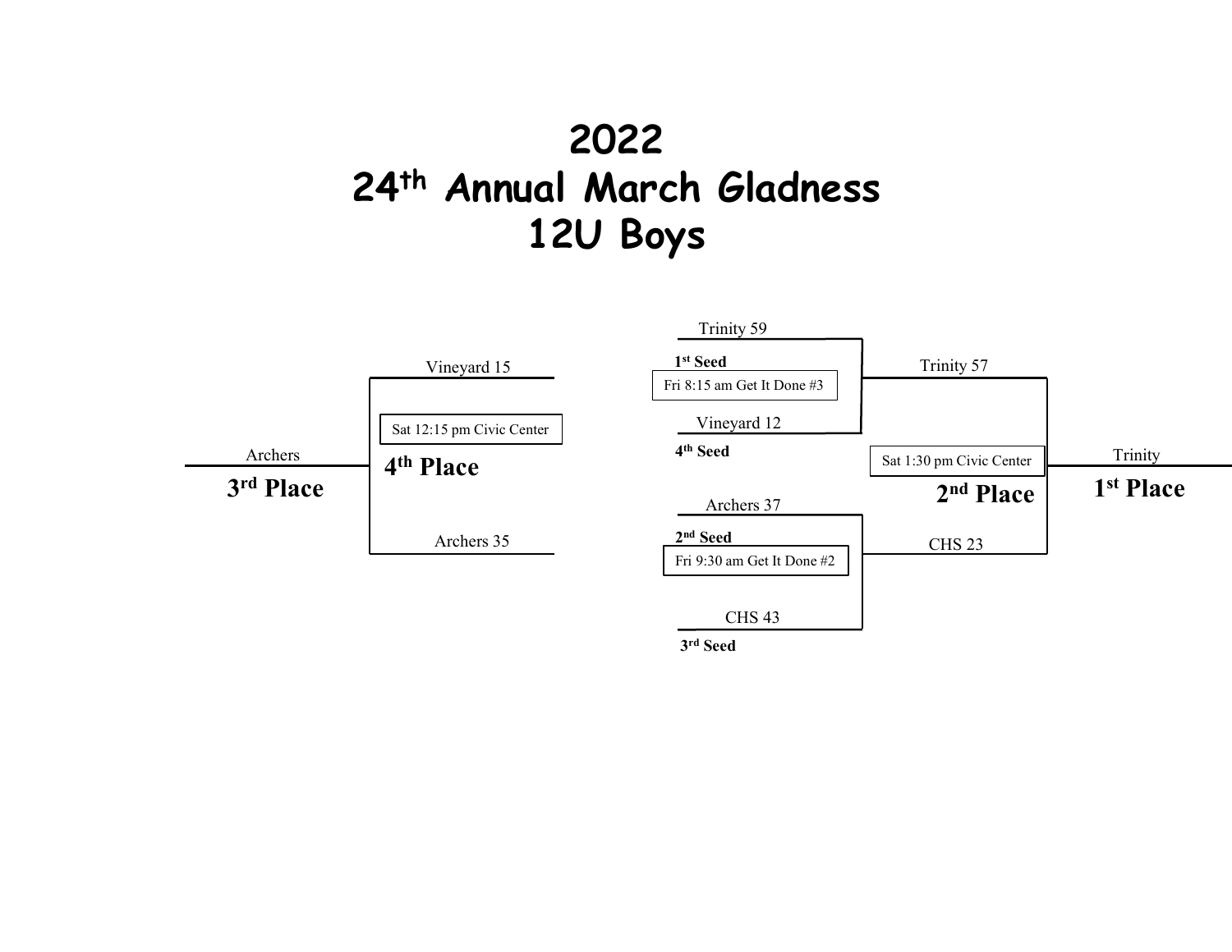# 2022
# 24th Annual March Gladness
# 12U Boys

**Semifinal 1 — Fri 8:15 am Get It Done #3**

- Trinity 59 (**1st Seed**)
- Vineyard 12 (**4th Seed**)

**Semifinal 2 — Fri 9:30 am Get It Done #2**

- Archers 37 (**2nd Seed**)
- CHS 43 (**3rd Seed**)

**Championship — Sat 1:30 pm Civic Center**

- Trinity 57
- CHS 23

**Trinity — 1st Place**

**2nd Place**

**Consolation — Sat 12:15 pm Civic Center**

- Vineyard 15
- Archers 35

**Archers — 3rd Place**

**4th Place**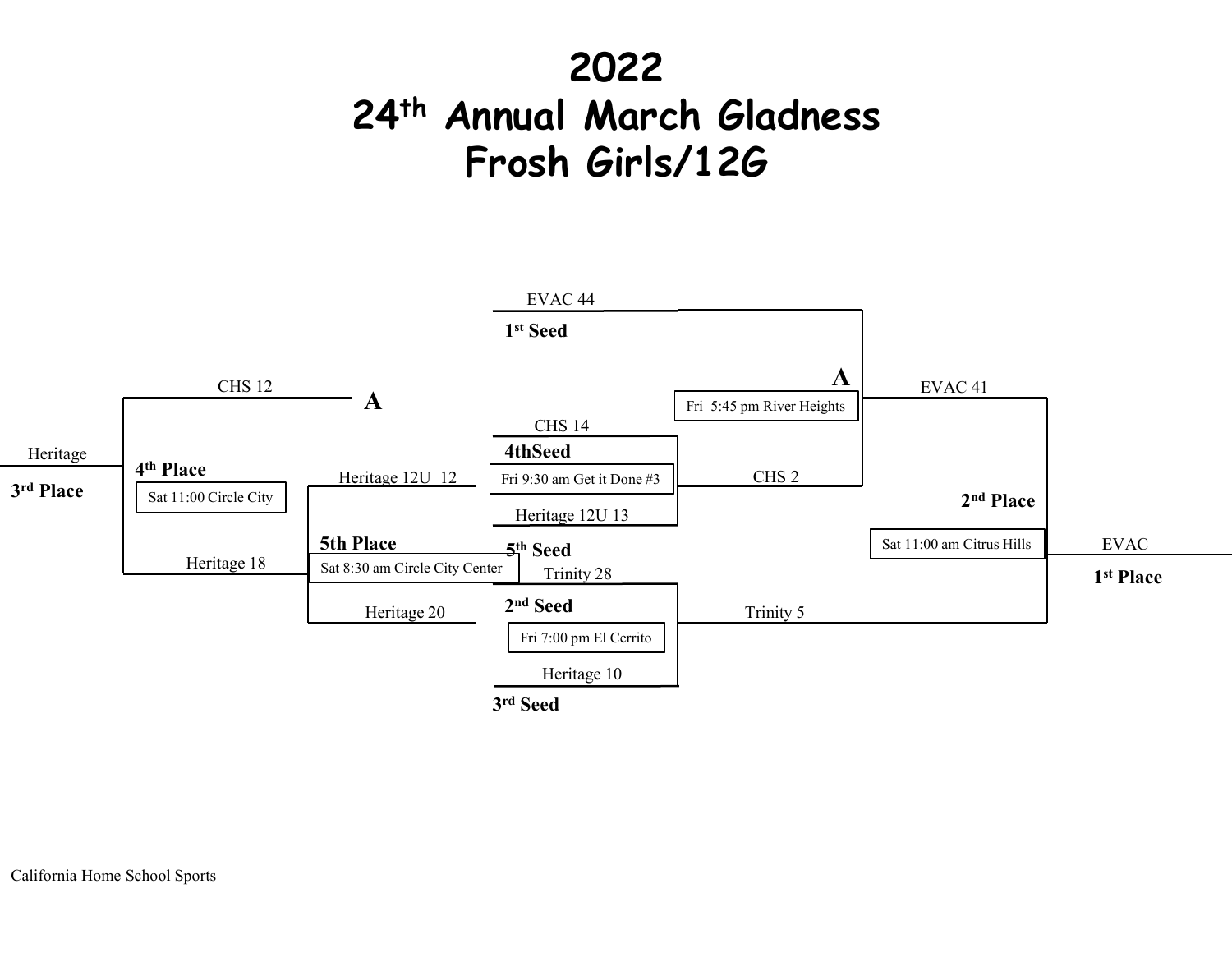# 2022
# 24th Annual March Gladness
# Frosh Girls/12G

EVAC 44
**1st Seed**

**A**
Fri 5:45 pm River Heights

EVAC 41

CHS 12
**A**

CHS 14
**4thSeed**

Heritage
**3rd Place**

**4th Place**
Sat 11:00 Circle City

Heritage 12U 12

Fri 9:30 am Get it Done #3

CHS 2

**2nd Place**

Heritage 12U 13

**5th Place**
Sat 8:30 am Circle City Center

**5th Seed**

Sat 11:00 am Citrus Hills

EVAC
**1st Place**

Heritage 18

Trinity 28
**2nd Seed**

Heritage 20

Trinity 5

Fri 7:00 pm El Cerrito

Heritage 10
**3rd Seed**

California Home School Sports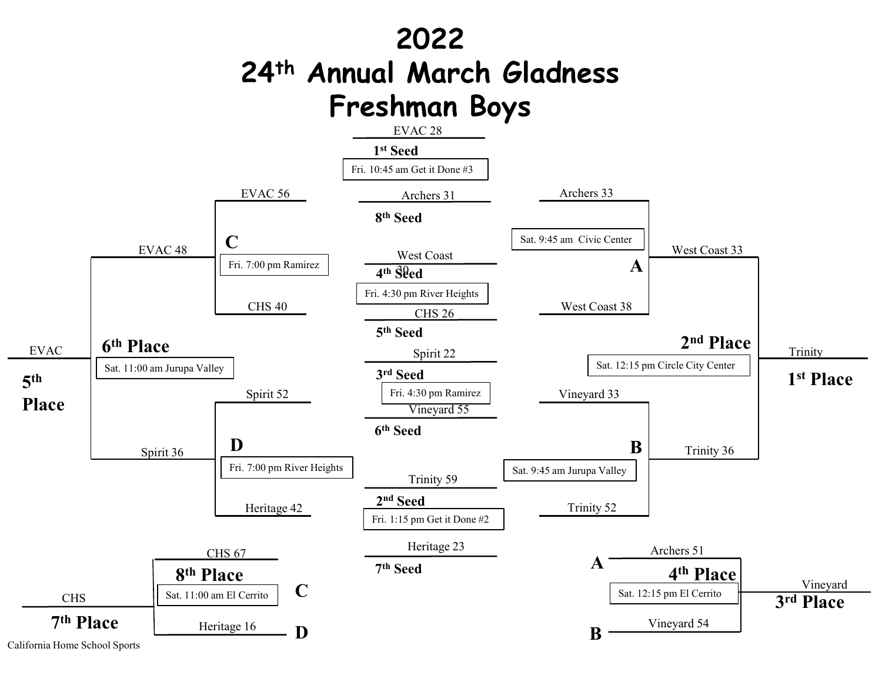# 2022
# 24th Annual March Gladness
# Freshman Boys

## Seeds / First Round

| Seed | Team | Score | Game |
|---|---|---|---|
| 1st Seed | EVAC | 28 | Fri. 10:45 am Get it Done #3 |
| 8th Seed | Archers | 31 | |
| 4th Seed | West Coast | 30 | Fri. 4:30 pm River Heights |
| 5th Seed | CHS | 26 | |
| 3rd Seed | Spirit | 22 | Fri. 4:30 pm Ramirez |
| 6th Seed | Vineyard | 55 | |
| 2nd Seed | Trinity | 59 | Fri. 1:15 pm Get it Done #2 |
| 7th Seed | Heritage | 23 | |

## Consolation Bracket

**C** — Fri. 7:00 pm Ramirez
- EVAC 56
- CHS 40

**D** — Fri. 7:00 pm River Heights
- Spirit 52
- Heritage 42

**6th Place** — Sat. 11:00 am Jurupa Valley
- EVAC 48
- Spirit 36

**5th Place**: EVAC

## Championship Bracket

**A** — Sat. 9:45 am Civic Center
- Archers 33
- West Coast 38

**B** — Sat. 9:45 am Jurupa Valley
- Vineyard 33
- Trinity 52

**2nd Place** — Sat. 12:15 pm Circle City Center
- West Coast 33
- Trinity 36

**1st Place**: Trinity

## 8th Place Game

**8th Place** — Sat. 11:00 am El Cerrito
- C: CHS 67
- D: Heritage 16

**7th Place**: CHS

## 4th Place Game

**4th Place** — Sat. 12:15 pm El Cerrito
- A: Archers 51
- B: Vineyard 54

**3rd Place**: Vineyard

California Home School Sports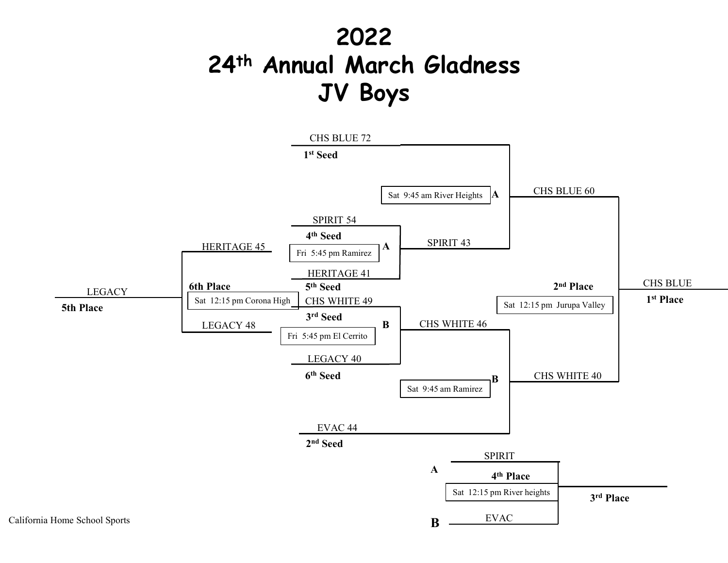# 2022
# 24th Annual March Gladness
# JV Boys

**1st Seed** — CHS BLUE 72

**Game A** (Fri 5:45 pm Ramirez)
- SPIRIT 54 — **4th Seed**
- HERITAGE 41 — **5th Seed**
- Winner: SPIRIT 43

**Game B** (Fri 5:45 pm El Cerrito)
- CHS WHITE 49 — **3rd Seed**
- LEGACY 40 — **6th Seed**
- Winner: CHS WHITE 46

**2nd Seed** — EVAC 44

**Semifinal A** (Sat 9:45 am River Heights)
- CHS BLUE 72 vs. SPIRIT 43
- Winner: CHS BLUE 60

**Semifinal B** (Sat 9:45 am Ramirez)
- CHS WHITE 46 vs. EVAC 44
- Winner: CHS WHITE 40

**Championship** (Sat 12:15 pm Jurupa Valley)
- CHS BLUE 60 vs. CHS WHITE 40
- CHS BLUE — **1st Place**
- **2nd Place**

**5th/6th Place Game** (Sat 12:15 pm Corona High)
- HERITAGE 45 — **6th Place**
- LEGACY 48
- LEGACY — **5th Place**

**3rd/4th Place Game** (Sat 12:15 pm River heights)
- A: SPIRIT — **4th Place**
- B: EVAC
- **3rd Place**

California Home School Sports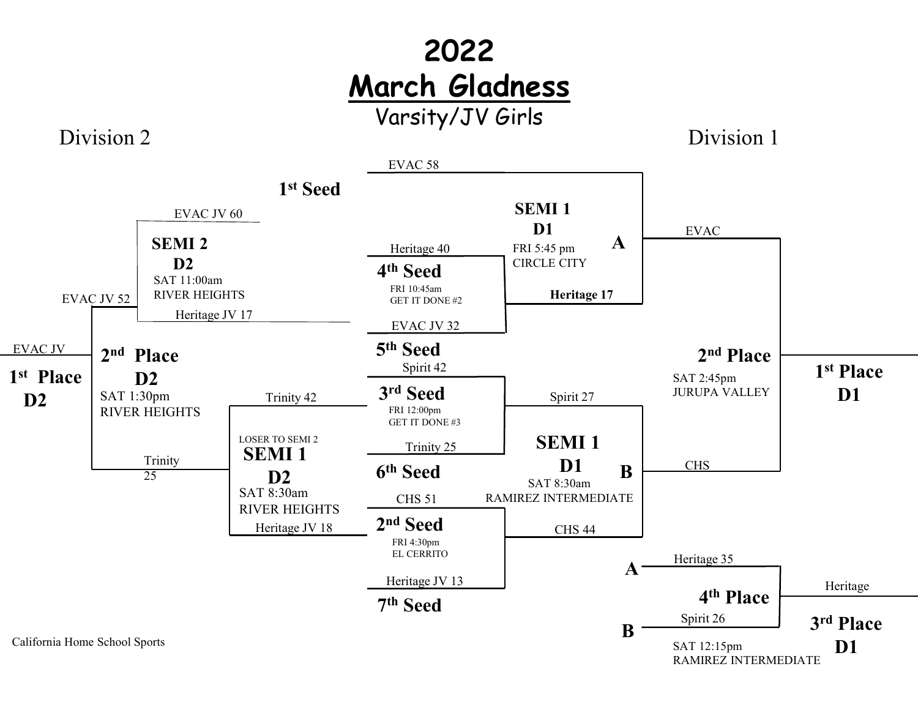# 2022

# March Gladness

## Varsity/JV Girls

### Division 2

**SEMI 2 D2** — SAT 11:00am, RIVER HEIGHTS
- EVAC JV 60
- Heritage JV 17

**SEMI 1 D2** (LOSER TO SEMI 2) — SAT 8:30am, RIVER HEIGHTS
- Trinity 42
- Heritage JV 18

**2nd Place D2** — SAT 1:30pm, RIVER HEIGHTS
- EVAC JV 52
- Trinity 25

**1st Place D2**
- EVAC JV

### Seeds / First Round

**1st Seed**
- EVAC 58

**4th Seed vs 5th Seed** — FRI 10:45am, GET IT DONE #2
- Heritage 40
- EVAC JV 32

**3rd Seed vs 6th Seed** — FRI 12:00pm, GET IT DONE #3
- Spirit 42
- Trinity 25

**2nd Seed vs 7th Seed** — FRI 4:30pm, EL CERRITO
- CHS 51
- Heritage JV 13

### Division 1

**SEMI 1 D1 (A)** — FRI 5:45 pm, CIRCLE CITY
- EVAC 58
- **Heritage 17**

**SEMI 1 D1 (B)** — SAT 8:30am, RAMIREZ INTERMEDIATE
- Spirit 27
- CHS 44

**2nd Place** — SAT 2:45pm, JURUPA VALLEY
- EVAC
- CHS

**1st Place D1**

**4th Place** — SAT 12:15pm, RAMIREZ INTERMEDIATE
- A: Heritage 35
- B: Spirit 26

**3rd Place D1**
- Heritage

California Home School Sports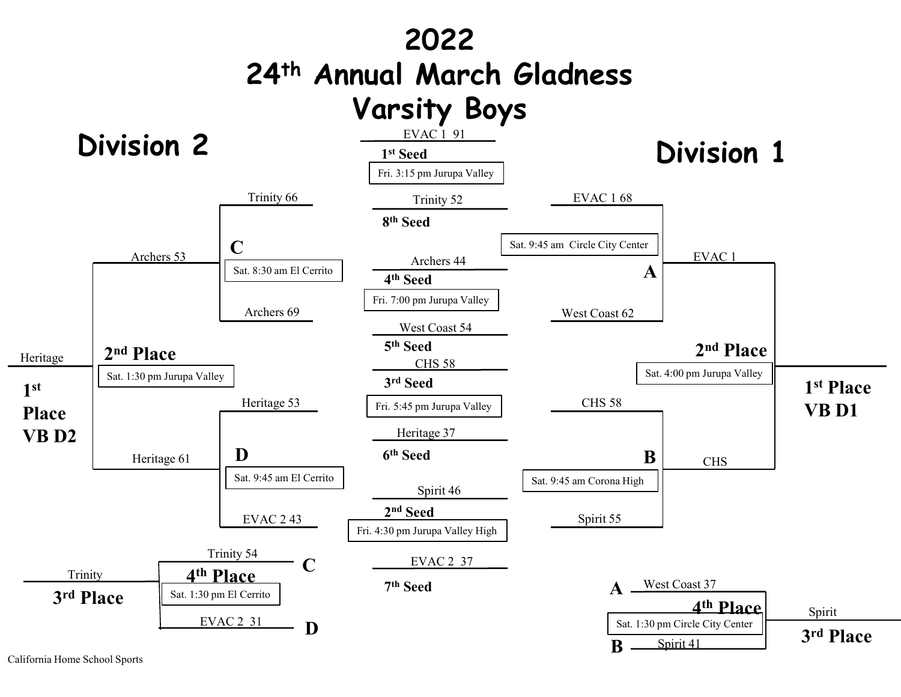# 2022
# 24th Annual March Gladness
# Varsity Boys

## Division 2

Trinity 66

C

Sat. 8:30 am El Cerrito

Archers 69

Archers 53

Heritage

2nd Place

Sat. 1:30 pm Jurupa Valley

**1st Place VB D2**

Heritage 61

Heritage 53

D

Sat. 9:45 am El Cerrito

EVAC 2 43

Trinity 54

C

Trinity

**4th Place**

Sat. 1:30 pm El Cerrito

**3rd Place**

EVAC 2 31

D

EVAC 1 91

**1st Seed**

Fri. 3:15 pm Jurupa Valley

Trinity 52

**8th Seed**

Archers 44

**4th Seed**

Fri. 7:00 pm Jurupa Valley

West Coast 54

**5th Seed**

CHS 58

**3rd Seed**

Fri. 5:45 pm Jurupa Valley

Heritage 37

**6th Seed**

Spirit 46

**2nd Seed**

Fri. 4:30 pm Jurupa Valley High

EVAC 2 37

**7th Seed**

## Division 1

EVAC 1 68

Sat. 9:45 am Circle City Center

A

EVAC 1

West Coast 62

2nd Place

Sat. 4:00 pm Jurupa Valley

**1st Place VB D1**

CHS 58

B

CHS

Sat. 9:45 am Corona High

Spirit 55

A West Coast 37

**4th Place**

Sat. 1:30 pm Circle City Center

Spirit

**3rd Place**

B Spirit 41

California Home School Sports